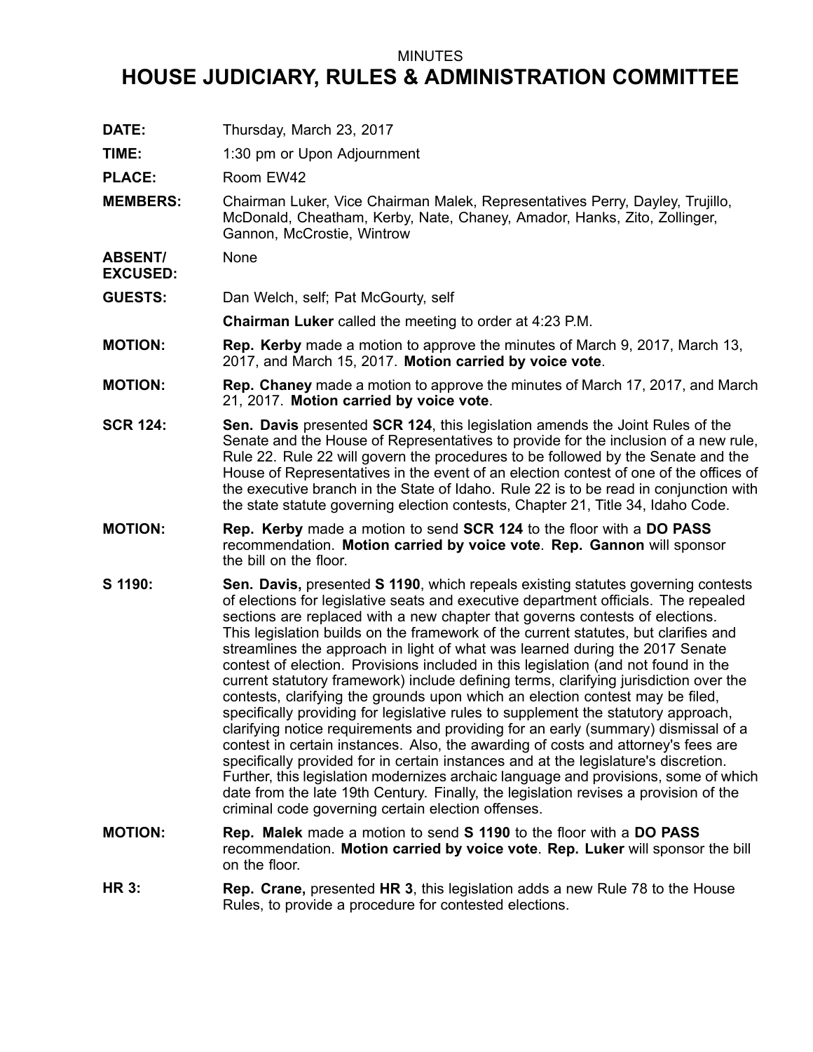MINUTES

# HOUSE JUDICIARY, RULES & ADMINISTRATION COMMITTEE

**DATE:** Thursday, March 23, 2017

**TIME:** 1:30 pm or Upon Adjournment

**PLACE:** Room EW42

**MEMBERS:** Chairman Luker, Vice Chairman Malek, Representatives Perry, Dayley, Trujillo, McDonald, Cheatham, Kerby, Nate, Chaney, Amador, Hanks, Zito, Zollinger, Gannon, McCrostie, Wintrow

**ABSENT/ EXCUSED:** None

**GUESTS:** Dan Welch, self; Pat McGourty, self

**Chairman Luker** called the meeting to order at 4:23 P.M.

**MOTION:** **Rep. Kerby** made a motion to approve the minutes of March 9, 2017, March 13, 2017, and March 15, 2017. **Motion carried by voice vote**.

**MOTION:** **Rep. Chaney** made a motion to approve the minutes of March 17, 2017, and March 21, 2017. **Motion carried by voice vote**.

**SCR 124:** **Sen. Davis** presented **SCR 124**, this legislation amends the Joint Rules of the Senate and the House of Representatives to provide for the inclusion of a new rule, Rule 22. Rule 22 will govern the procedures to be followed by the Senate and the House of Representatives in the event of an election contest of one of the offices of the executive branch in the State of Idaho. Rule 22 is to be read in conjunction with the state statute governing election contests, Chapter 21, Title 34, Idaho Code.

**MOTION:** **Rep. Kerby** made a motion to send **SCR 124** to the floor with a **DO PASS** recommendation. **Motion carried by voice vote**. **Rep. Gannon** will sponsor the bill on the floor.

**S 1190:** **Sen. Davis,** presented **S 1190**, which repeals existing statutes governing contests of elections for legislative seats and executive department officials. The repealed sections are replaced with a new chapter that governs contests of elections. This legislation builds on the framework of the current statutes, but clarifies and streamlines the approach in light of what was learned during the 2017 Senate contest of election. Provisions included in this legislation (and not found in the current statutory framework) include defining terms, clarifying jurisdiction over the contests, clarifying the grounds upon which an election contest may be filed, specifically providing for legislative rules to supplement the statutory approach, clarifying notice requirements and providing for an early (summary) dismissal of a contest in certain instances. Also, the awarding of costs and attorney's fees are specifically provided for in certain instances and at the legislature's discretion. Further, this legislation modernizes archaic language and provisions, some of which date from the late 19th Century. Finally, the legislation revises a provision of the criminal code governing certain election offenses.

**MOTION:** **Rep. Malek** made a motion to send **S 1190** to the floor with a **DO PASS** recommendation. **Motion carried by voice vote**. **Rep. Luker** will sponsor the bill on the floor.

**HR 3:** **Rep. Crane,** presented **HR 3**, this legislation adds a new Rule 78 to the House Rules, to provide a procedure for contested elections.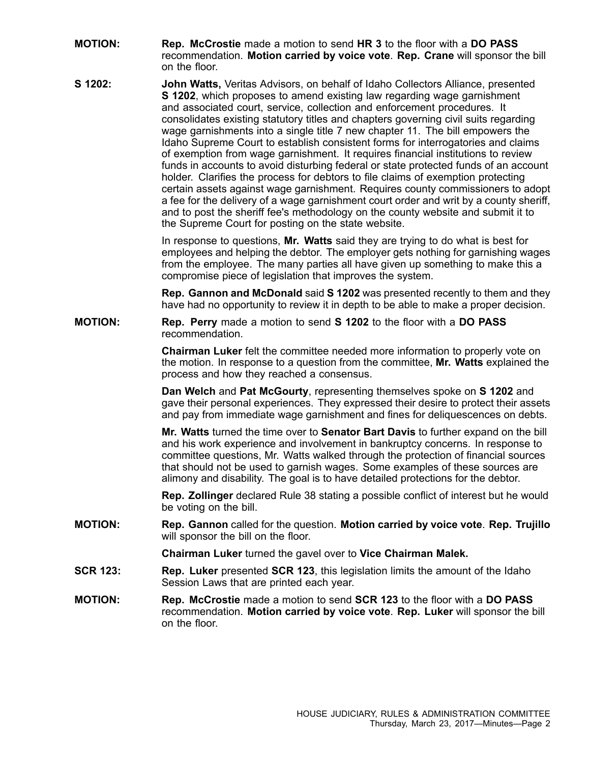**MOTION:** **Rep. McCrostie** made a motion to send **HR 3** to the floor with a **DO PASS** recommendation. **Motion carried by voice vote**. **Rep. Crane** will sponsor the bill on the floor.

**S 1202:** **John Watts,** Veritas Advisors, on behalf of Idaho Collectors Alliance, presented **S 1202**, which proposes to amend existing law regarding wage garnishment and associated court, service, collection and enforcement procedures. It consolidates existing statutory titles and chapters governing civil suits regarding wage garnishments into a single title 7 new chapter 11. The bill empowers the Idaho Supreme Court to establish consistent forms for interrogatories and claims of exemption from wage garnishment. It requires financial institutions to review funds in accounts to avoid disturbing federal or state protected funds of an account holder. Clarifies the process for debtors to file claims of exemption protecting certain assets against wage garnishment. Requires county commissioners to adopt a fee for the delivery of a wage garnishment court order and writ by a county sheriff, and to post the sheriff fee's methodology on the county website and submit it to the Supreme Court for posting on the state website.

In response to questions, **Mr. Watts** said they are trying to do what is best for employees and helping the debtor. The employer gets nothing for garnishing wages from the employee. The many parties all have given up something to make this a compromise piece of legislation that improves the system.

**Rep. Gannon and McDonald** said **S 1202** was presented recently to them and they have had no opportunity to review it in depth to be able to make a proper decision.

**MOTION:** **Rep. Perry** made a motion to send **S 1202** to the floor with a **DO PASS** recommendation.

**Chairman Luker** felt the committee needed more information to properly vote on the motion. In response to a question from the committee, **Mr. Watts** explained the process and how they reached a consensus.

**Dan Welch** and **Pat McGourty**, representing themselves spoke on **S 1202** and gave their personal experiences. They expressed their desire to protect their assets and pay from immediate wage garnishment and fines for deliquescences on debts.

**Mr. Watts** turned the time over to **Senator Bart Davis** to further expand on the bill and his work experience and involvement in bankruptcy concerns. In response to committee questions, Mr. Watts walked through the protection of financial sources that should not be used to garnish wages. Some examples of these sources are alimony and disability. The goal is to have detailed protections for the debtor.

**Rep. Zollinger** declared Rule 38 stating a possible conflict of interest but he would be voting on the bill.

**MOTION:** **Rep. Gannon** called for the question. **Motion carried by voice vote**. **Rep. Trujillo** will sponsor the bill on the floor.

**Chairman Luker** turned the gavel over to **Vice Chairman Malek.**

**SCR 123:** **Rep. Luker** presented **SCR 123**, this legislation limits the amount of the Idaho Session Laws that are printed each year.

**MOTION:** **Rep. McCrostie** made a motion to send **SCR 123** to the floor with a **DO PASS** recommendation. **Motion carried by voice vote**. **Rep. Luker** will sponsor the bill on the floor.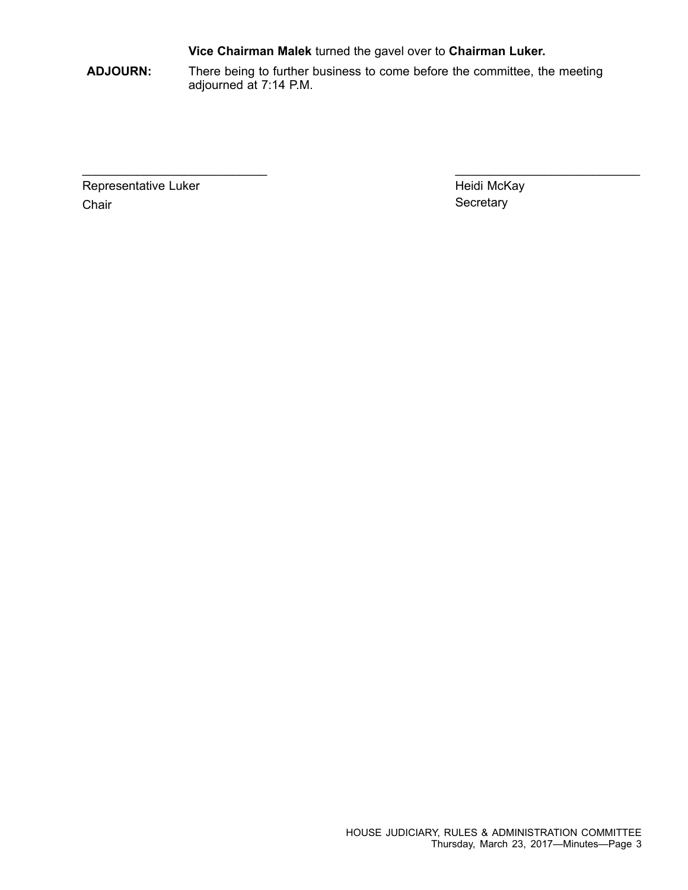**Vice Chairman Malek** turned the gavel over to **Chairman Luker.**

**ADJOURN:** There being to further business to come before the committee, the meeting adjourned at 7:14 P.M.

___________________________
Representative Luker
Chair

___________________________
Heidi McKay
Secretary